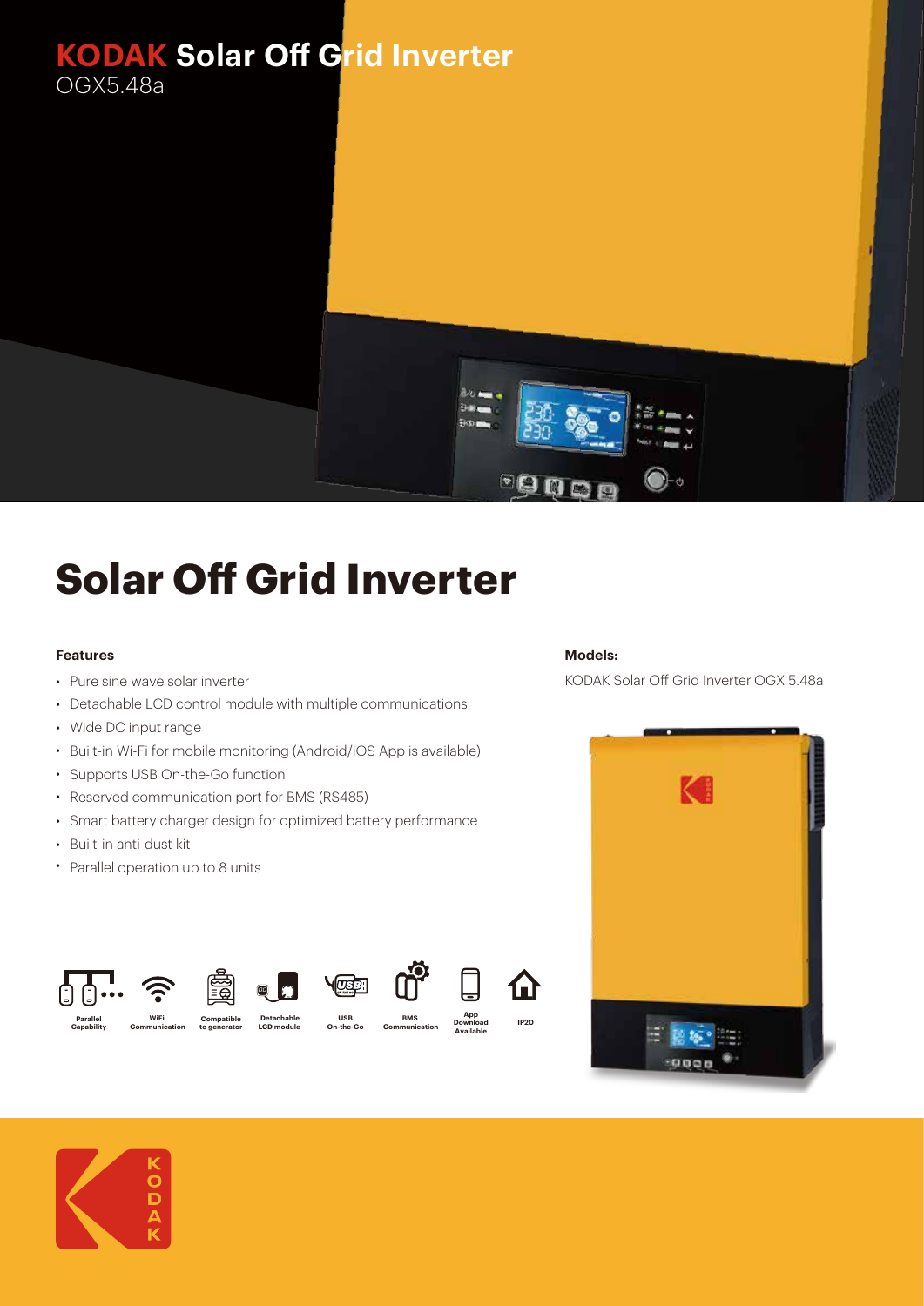# KODAK Solar Off Grid Inverter

OGX5.48a

## Solar Off Grid Inverter

### Features

- Pure sine wave solar inverter
- Detachable LCD control module with multiple communications
- Wide DC input range
- Built-in Wi-Fi for mobile monitoring (Android/iOS App is available)
- Supports USB On-the-Go function
- Reserved communication port for BMS (RS485)
- Smart battery charger design for optimized battery performance
- Built-in anti-dust kit
- Parallel operation up to 8 units

Parallel Capability | WiFi Communication | Compatible to generator | Detachable LCD module | USB On-the-Go | BMS Communication | App Download Available | IP20

### Models:

KODAK Solar Off Grid Inverter OGX 5.48a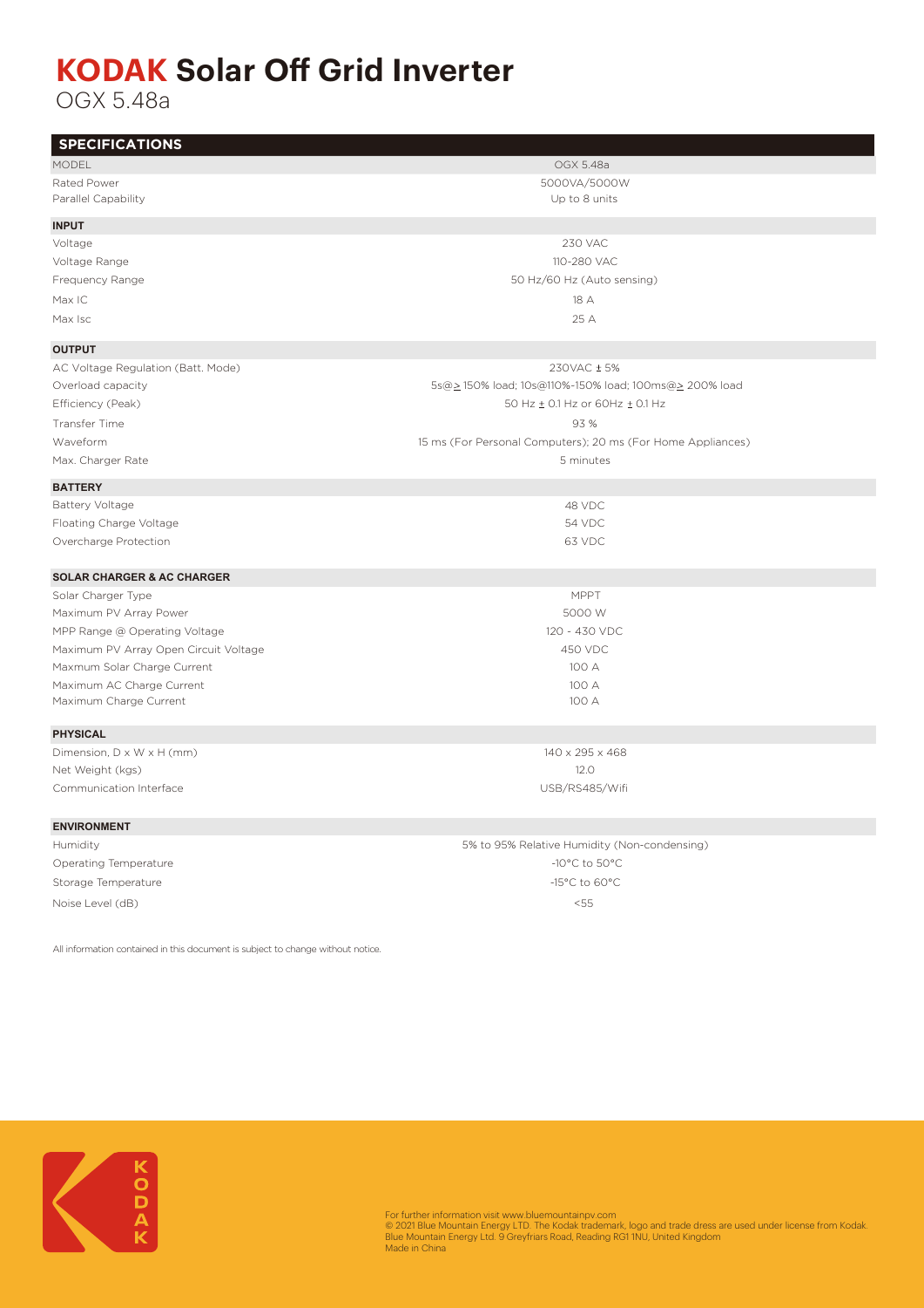# KODAK Solar Off Grid Inverter

OGX 5.48a

| SPECIFICATIONS | |
|---|---|
| MODEL | OGX 5.48a |
| Rated Power | 5000VA/5000W |
| Parallel Capability | Up to 8 units |
| **INPUT** | |
| Voltage | 230 VAC |
| Voltage Range | 110-280 VAC |
| Frequency Range | 50 Hz/60 Hz (Auto sensing) |
| Max IC | 18 A |
| Max Isc | 25 A |
| **OUTPUT** | |
| AC Voltage Regulation (Batt. Mode) | 230VAC ± 5% |
| Overload capacity | 5s@≥ 150% load; 10s@110%-150% load; 100ms@≥ 200% load |
| Efficiency (Peak) | 50 Hz ± 0.1 Hz or 60Hz ± 0.1 Hz |
| Transfer Time | 93 % |
| Waveform | 15 ms (For Personal Computers); 20 ms (For Home Appliances) |
| Max. Charger Rate | 5 minutes |
| **BATTERY** | |
| Battery Voltage | 48 VDC |
| Floating Charge Voltage | 54 VDC |
| Overcharge Protection | 63 VDC |
| **SOLAR CHARGER & AC CHARGER** | |
| Solar Charger Type | MPPT |
| Maximum PV Array Power | 5000 W |
| MPP Range @ Operating Voltage | 120 - 430 VDC |
| Maximum PV Array Open Circuit Voltage | 450 VDC |
| Maxmum Solar Charge Current | 100 A |
| Maximum AC Charge Current | 100 A |
| Maximum Charge Current | 100 A |
| **PHYSICAL** | |
| Dimension, D x W x H (mm) | 140 x 295 x 468 |
| Net Weight (kgs) | 12.0 |
| Communication Interface | USB/RS485/Wifi |
| **ENVIRONMENT** | |
| Humidity | 5% to 95% Relative Humidity (Non-condensing) |
| Operating Temperature | -10°C to 50°C |
| Storage Temperature | -15°C to 60°C |
| Noise Level (dB) | <55 |

All information contained in this document is subject to change without notice.

For further information visit www.bluemountainpv.com
© 2021 Blue Mountain Energy LTD. The Kodak trademark, logo and trade dress are used under license from Kodak.
Blue Mountain Energy Ltd. 9 Greyfriars Road, Reading RG1 1NU, United Kingdom
Made in China